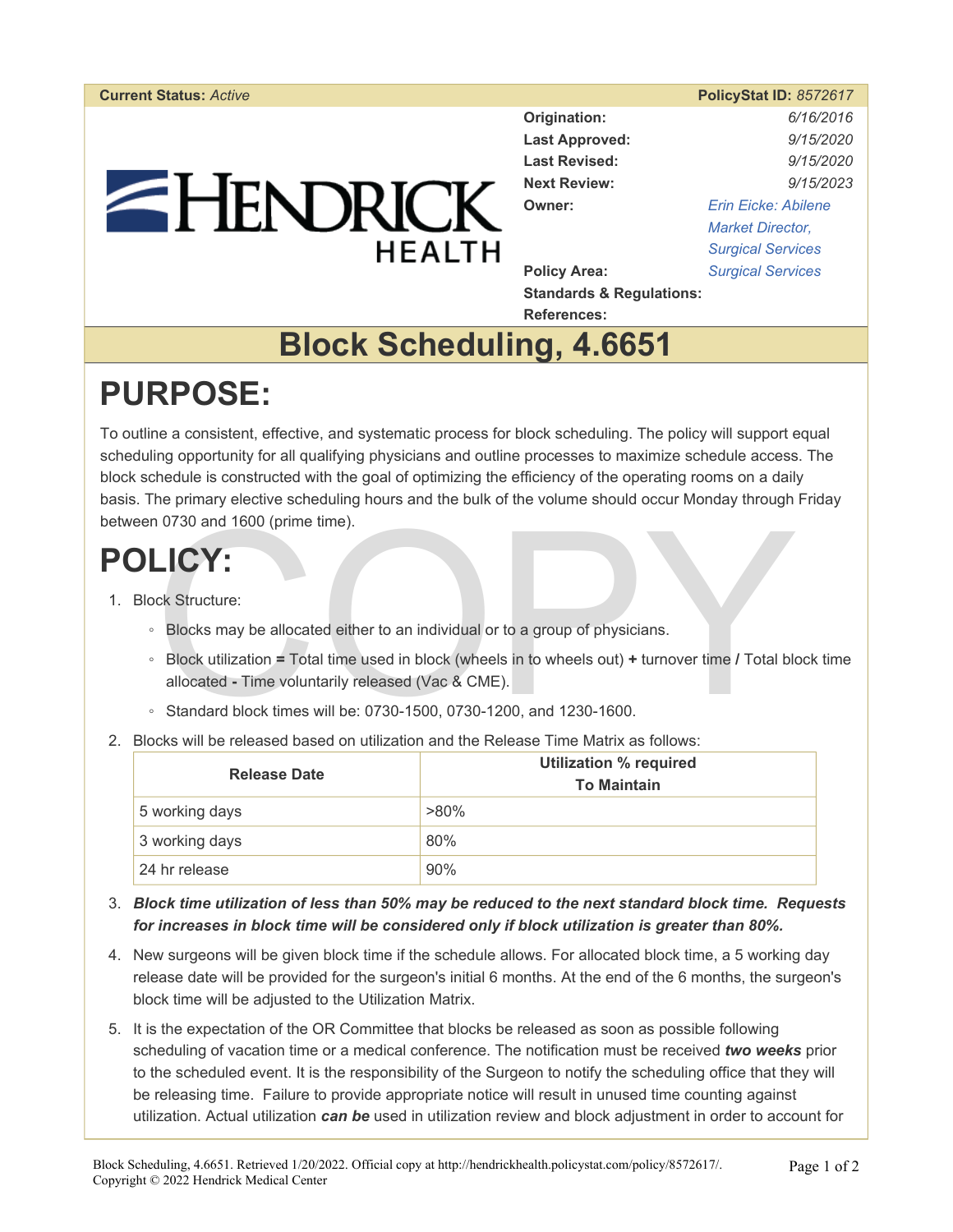**Current Status:** *Active* | **PolicyStat ID:** *8572617*

| | |
|---|---|
| **Origination:** | *6/16/2016* |
| **Last Approved:** | *9/15/2020* |
| **Last Revised:** | *9/15/2020* |
| **Next Review:** | *9/15/2023* |
| **Owner:** | *Erin Eicke: Abilene Market Director, Surgical Services* |
| **Policy Area:** | *Surgical Services* |
| **Standards & Regulations:** | |
| **References:** | |

# Block Scheduling, 4.6651

# PURPOSE:

To outline a consistent, effective, and systematic process for block scheduling. The policy will support equal scheduling opportunity for all qualifying physicians and outline processes to maximize schedule access. The block schedule is constructed with the goal of optimizing the efficiency of the operating rooms on a daily basis. The primary elective scheduling hours and the bulk of the volume should occur Monday through Friday between 0730 and 1600 (prime time).

# POLICY:

1. Block Structure:
   - Blocks may be allocated either to an individual or to a group of physicians.
   - Block utilization **=** Total time used in block (wheels in to wheels out) **+** turnover time **/** Total block time allocated **-** Time voluntarily released (Vac & CME).
   - Standard block times will be: 0730-1500, 0730-1200, and 1230-1600.
2. Blocks will be released based on utilization and the Release Time Matrix as follows:

| Release Date | Utilization % required To Maintain |
|---|---|
| 5 working days | >80% |
| 3 working days | 80% |
| 24 hr release | 90% |

3. ***Block time utilization of less than 50% may be reduced to the next standard block time. Requests for increases in block time will be considered only if block utilization is greater than 80%.***
4. New surgeons will be given block time if the schedule allows. For allocated block time, a 5 working day release date will be provided for the surgeon's initial 6 months. At the end of the 6 months, the surgeon's block time will be adjusted to the Utilization Matrix.
5. It is the expectation of the OR Committee that blocks be released as soon as possible following scheduling of vacation time or a medical conference. The notification must be received ***two weeks*** prior to the scheduled event. It is the responsibility of the Surgeon to notify the scheduling office that they will be releasing time. Failure to provide appropriate notice will result in unused time counting against utilization. Actual utilization ***can be*** used in utilization review and block adjustment in order to account for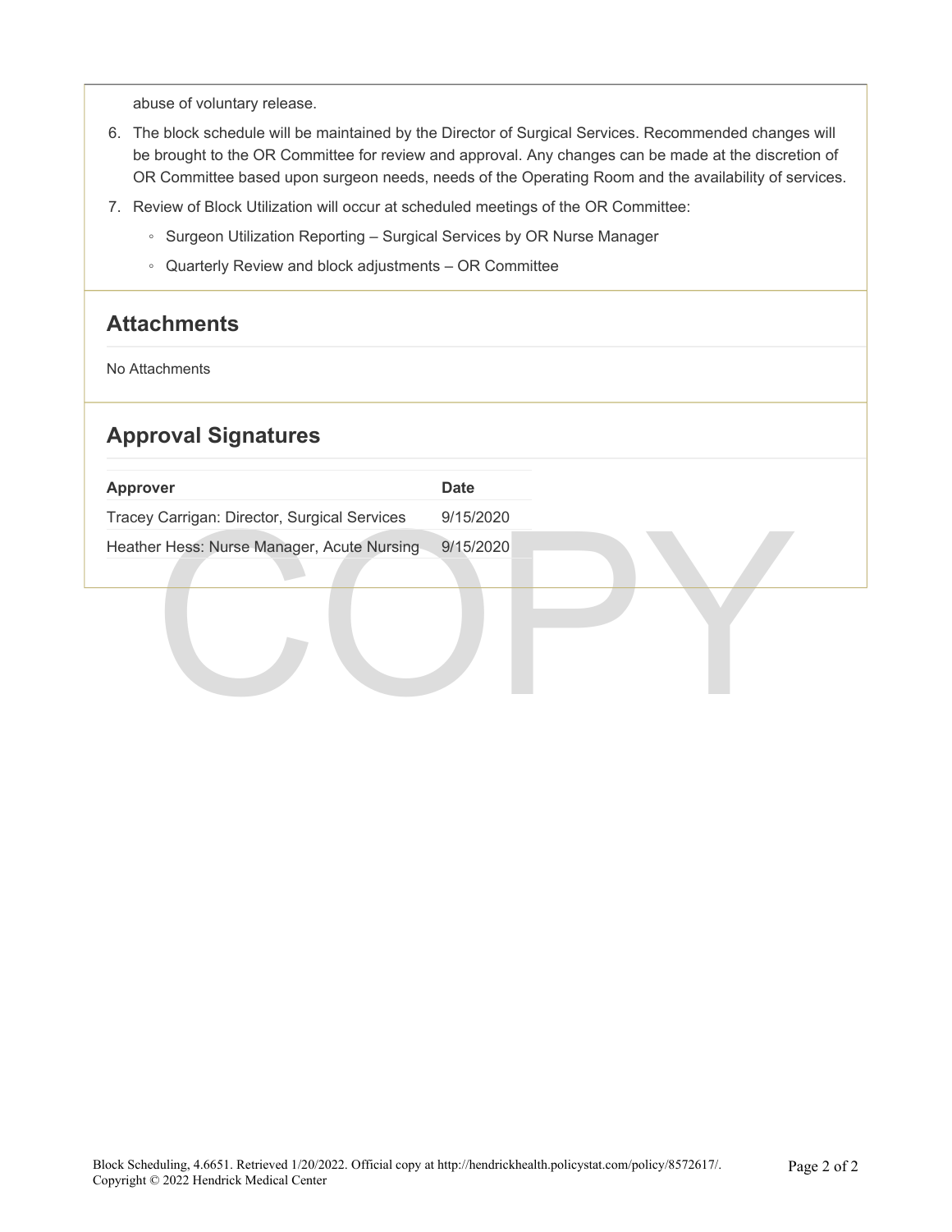abuse of voluntary release.

6. The block schedule will be maintained by the Director of Surgical Services. Recommended changes will be brought to the OR Committee for review and approval. Any changes can be made at the discretion of OR Committee based upon surgeon needs, needs of the Operating Room and the availability of services.
7. Review of Block Utilization will occur at scheduled meetings of the OR Committee:
   - Surgeon Utilization Reporting – Surgical Services by OR Nurse Manager
   - Quarterly Review and block adjustments – OR Committee

## Attachments

No Attachments

## Approval Signatures

| Approver | Date |
|---|---|
| Tracey Carrigan: Director, Surgical Services | 9/15/2020 |
| Heather Hess: Nurse Manager, Acute Nursing | 9/15/2020 |